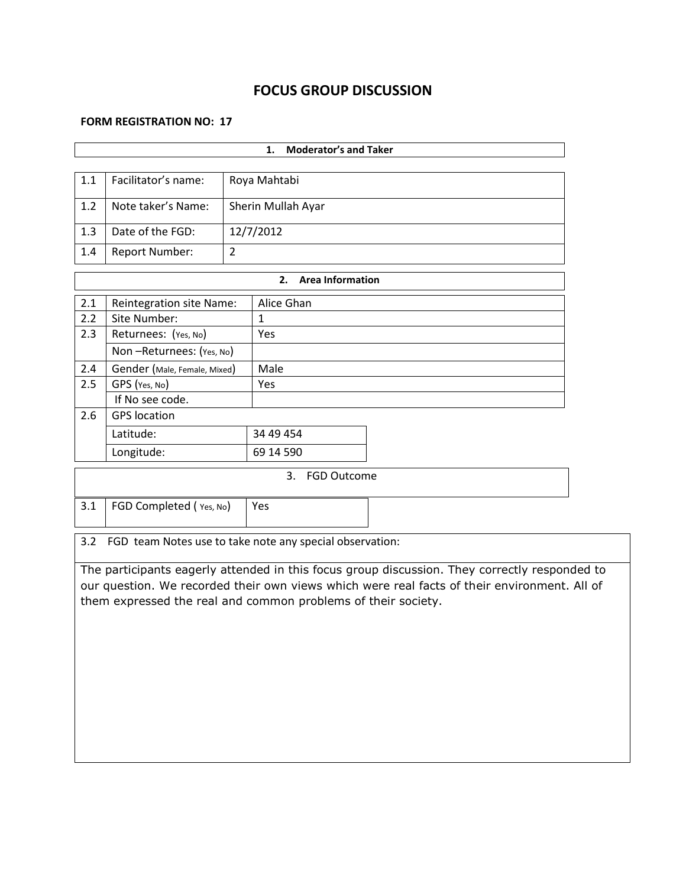# FOCUS GROUP DISCUSSION

**FORM REGISTRATION NO: 17**

| **1. Moderator's and Taker** | | |
|---|---|---|
| 1.1 | Facilitator's name: | Roya Mahtabi |
| 1.2 | Note taker's Name: | Sherin Mullah Ayar |
| 1.3 | Date of the FGD: | 12/7/2012 |
| 1.4 | Report Number: | 2 |

| **2. Area Information** | | |
|---|---|---|
| 2.1 | Reintegration site Name: | Alice Ghan |
| 2.2 | Site Number: | 1 |
| 2.3 | Returnees: (Yes, No) | Yes |
| | Non –Returnees: (Yes, No) | |
| 2.4 | Gender (Male, Female, Mixed) | Male |
| 2.5 | GPS (Yes, No) | Yes |
| | If No see code. | |
| 2.6 | GPS location | |
| | Latitude: | 34 49 454 |
| | Longitude: | 69 14 590 |

| 3. FGD Outcome | | |
|---|---|---|
| 3.1 | FGD Completed ( Yes, No) | Yes |

3.2 FGD team Notes use to take note any special observation:

The participants eagerly attended in this focus group discussion. They correctly responded to our question. We recorded their own views which were real facts of their environment. All of them expressed the real and common problems of their society.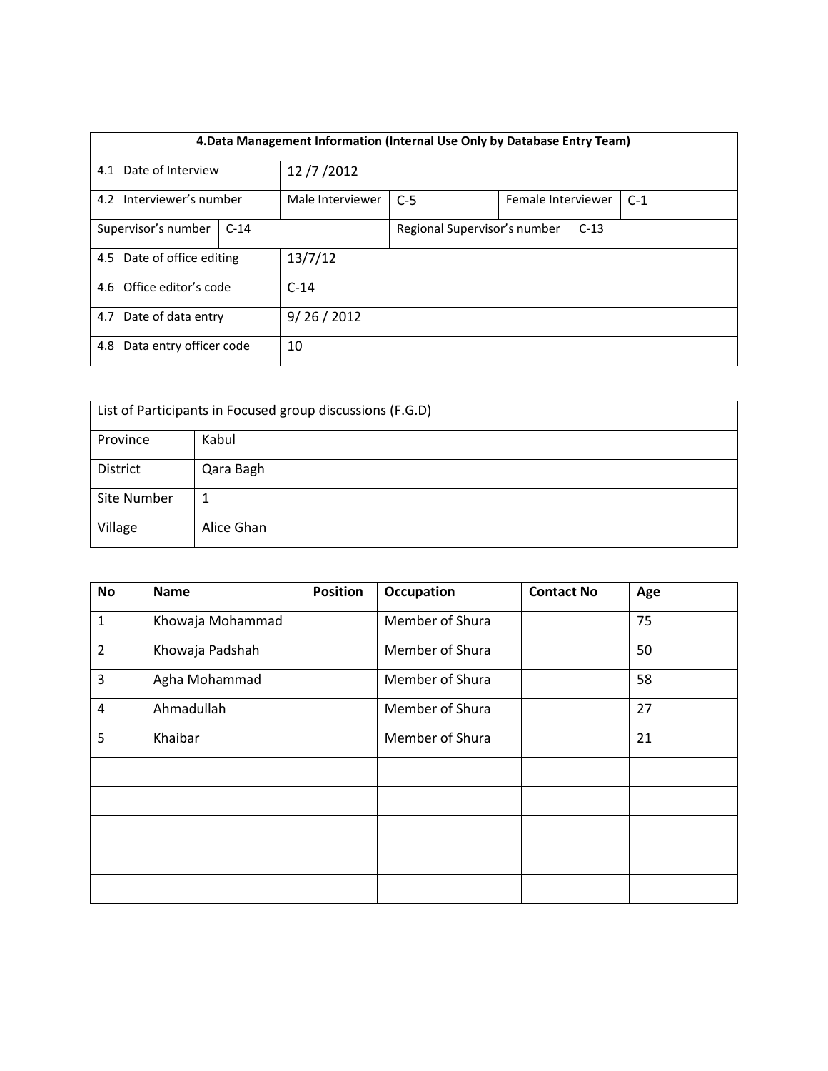| 4.Data Management Information (Internal Use Only by Database Entry Team) | | | | | |
|---|---|---|---|---|---|
| 4.1 Date of Interview | 12 /7 /2012 | | | | |
| 4.2 Interviewer's number | Male Interviewer | C-5 | Female Interviewer | C-1 | |
| Supervisor's number | C-14 | Regional Supervisor's number | C-13 | | |
| 4.5 Date of office editing | 13/7/12 | | | | |
| 4.6 Office editor's code | C-14 | | | | |
| 4.7 Date of data entry | 9/ 26 / 2012 | | | | |
| 4.8 Data entry officer code | 10 | | | | |

| List of Participants in Focused group discussions (F.G.D) | |
|---|---|
| Province | Kabul |
| District | Qara Bagh |
| Site Number | 1 |
| Village | Alice Ghan |

| No | Name | Position | Occupation | Contact No | Age |
|---|---|---|---|---|---|
| 1 | Khowaja Mohammad | | Member of Shura | | 75 |
| 2 | Khowaja Padshah | | Member of Shura | | 50 |
| 3 | Agha Mohammad | | Member of Shura | | 58 |
| 4 | Ahmadullah | | Member of Shura | | 27 |
| 5 | Khaibar | | Member of Shura | | 21 |
| | | | | | |
| | | | | | |
| | | | | | |
| | | | | | |
| | | | | | |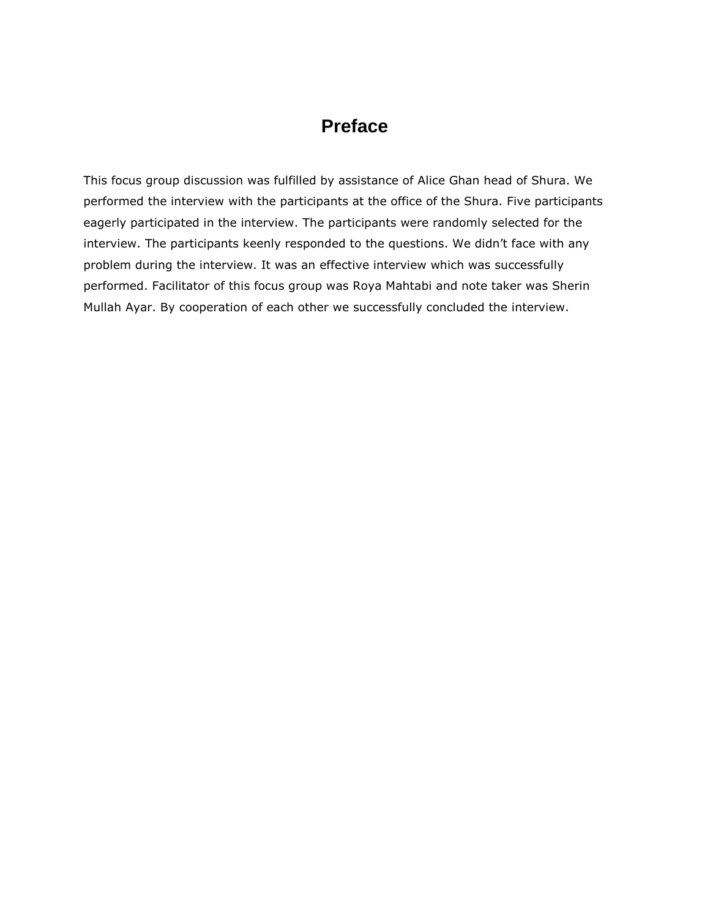# Preface

This focus group discussion was fulfilled by assistance of Alice Ghan head of Shura. We performed the interview with the participants at the office of the Shura. Five participants eagerly participated in the interview. The participants were randomly selected for the interview. The participants keenly responded to the questions. We didn't face with any problem during the interview. It was an effective interview which was successfully performed. Facilitator of this focus group was Roya Mahtabi and note taker was Sherin Mullah Ayar. By cooperation of each other we successfully concluded the interview.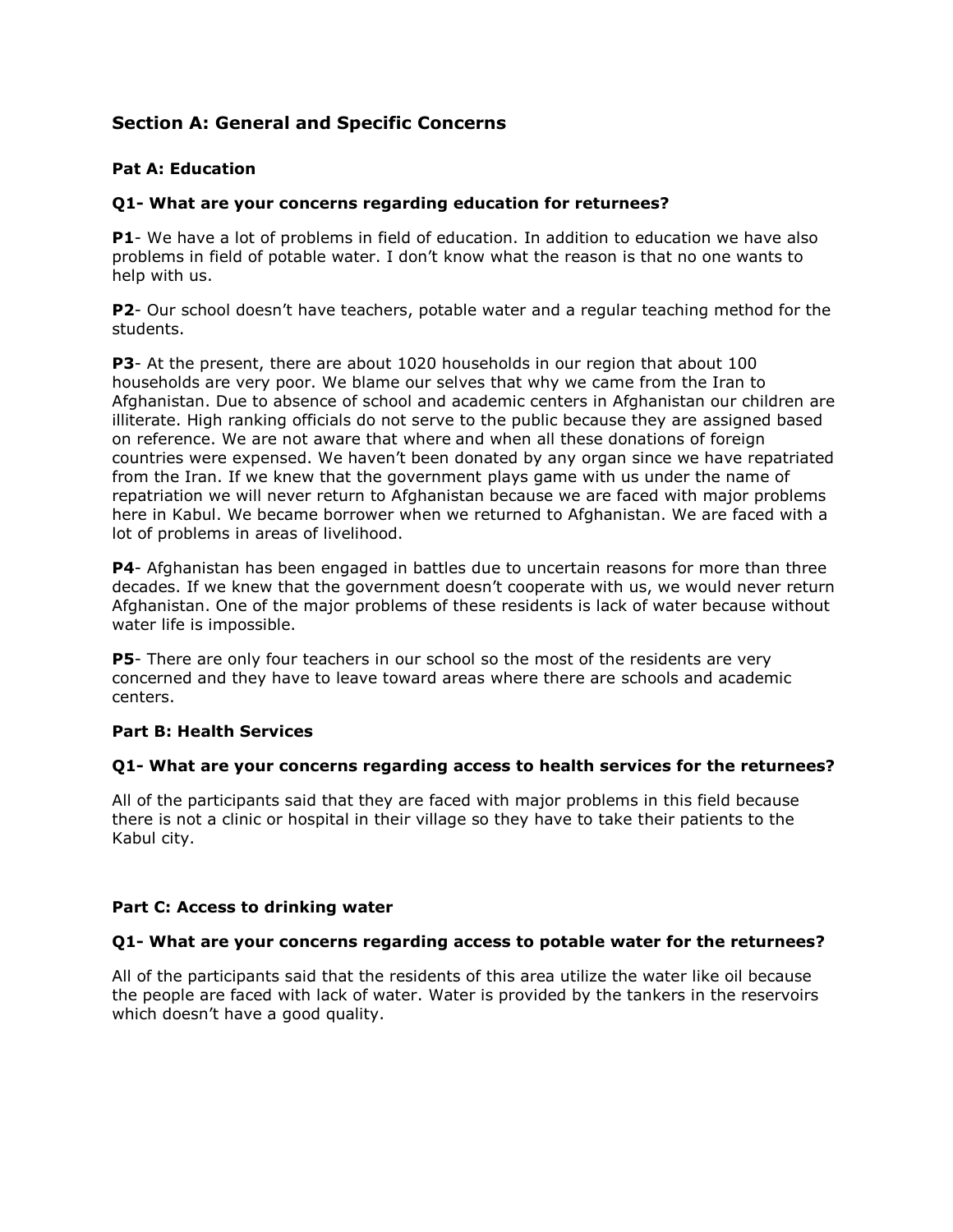## Section A: General and Specific Concerns

### Pat A: Education

**Q1- What are your concerns regarding education for returnees?**

**P1**- We have a lot of problems in field of education. In addition to education we have also problems in field of potable water. I don't know what the reason is that no one wants to help with us.

**P2**- Our school doesn't have teachers, potable water and a regular teaching method for the students.

**P3**- At the present, there are about 1020 households in our region that about 100 households are very poor. We blame our selves that why we came from the Iran to Afghanistan. Due to absence of school and academic centers in Afghanistan our children are illiterate. High ranking officials do not serve to the public because they are assigned based on reference. We are not aware that where and when all these donations of foreign countries were expensed. We haven't been donated by any organ since we have repatriated from the Iran. If we knew that the government plays game with us under the name of repatriation we will never return to Afghanistan because we are faced with major problems here in Kabul. We became borrower when we returned to Afghanistan. We are faced with a lot of problems in areas of livelihood.

**P4**- Afghanistan has been engaged in battles due to uncertain reasons for more than three decades. If we knew that the government doesn't cooperate with us, we would never return Afghanistan. One of the major problems of these residents is lack of water because without water life is impossible.

**P5**- There are only four teachers in our school so the most of the residents are very concerned and they have to leave toward areas where there are schools and academic centers.

### Part B: Health Services

**Q1- What are your concerns regarding access to health services for the returnees?**

All of the participants said that they are faced with major problems in this field because there is not a clinic or hospital in their village so they have to take their patients to the Kabul city.

### Part C: Access to drinking water

**Q1- What are your concerns regarding access to potable water for the returnees?**

All of the participants said that the residents of this area utilize the water like oil because the people are faced with lack of water. Water is provided by the tankers in the reservoirs which doesn't have a good quality.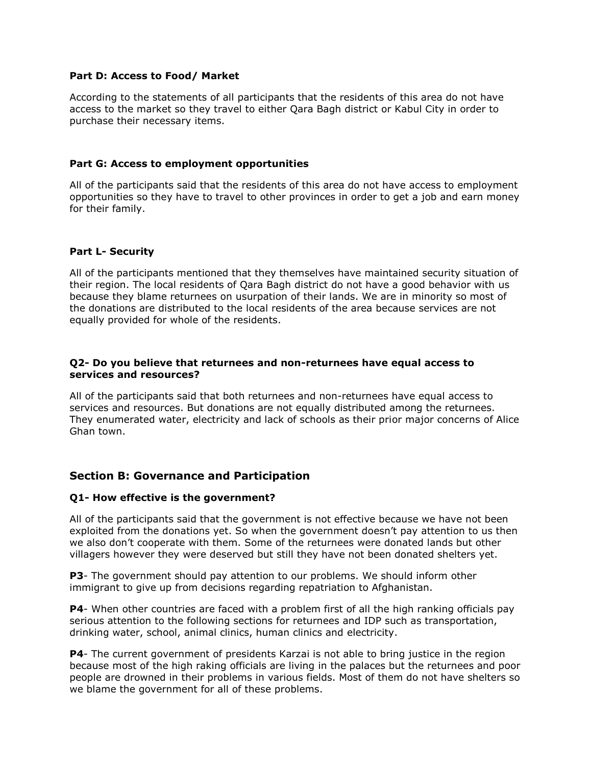**Part D: Access to Food/ Market**

According to the statements of all participants that the residents of this area do not have access to the market so they travel to either Qara Bagh district or Kabul City in order to purchase their necessary items.

**Part G: Access to employment opportunities**

All of the participants said that the residents of this area do not have access to employment opportunities so they have to travel to other provinces in order to get a job and earn money for their family.

**Part L- Security**

All of the participants mentioned that they themselves have maintained security situation of their region. The local residents of Qara Bagh district do not have a good behavior with us because they blame returnees on usurpation of their lands. We are in minority so most of the donations are distributed to the local residents of the area because services are not equally provided for whole of the residents.

**Q2- Do you believe that returnees and non-returnees have equal access to services and resources?**

All of the participants said that both returnees and non-returnees have equal access to services and resources. But donations are not equally distributed among the returnees. They enumerated water, electricity and lack of schools as their prior major concerns of Alice Ghan town.

## Section B: Governance and Participation

**Q1- How effective is the government?**

All of the participants said that the government is not effective because we have not been exploited from the donations yet. So when the government doesn't pay attention to us then we also don't cooperate with them. Some of the returnees were donated lands but other villagers however they were deserved but still they have not been donated shelters yet.

**P3**- The government should pay attention to our problems. We should inform other immigrant to give up from decisions regarding repatriation to Afghanistan.

**P4**- When other countries are faced with a problem first of all the high ranking officials pay serious attention to the following sections for returnees and IDP such as transportation, drinking water, school, animal clinics, human clinics and electricity.

**P4**- The current government of presidents Karzai is not able to bring justice in the region because most of the high raking officials are living in the palaces but the returnees and poor people are drowned in their problems in various fields. Most of them do not have shelters so we blame the government for all of these problems.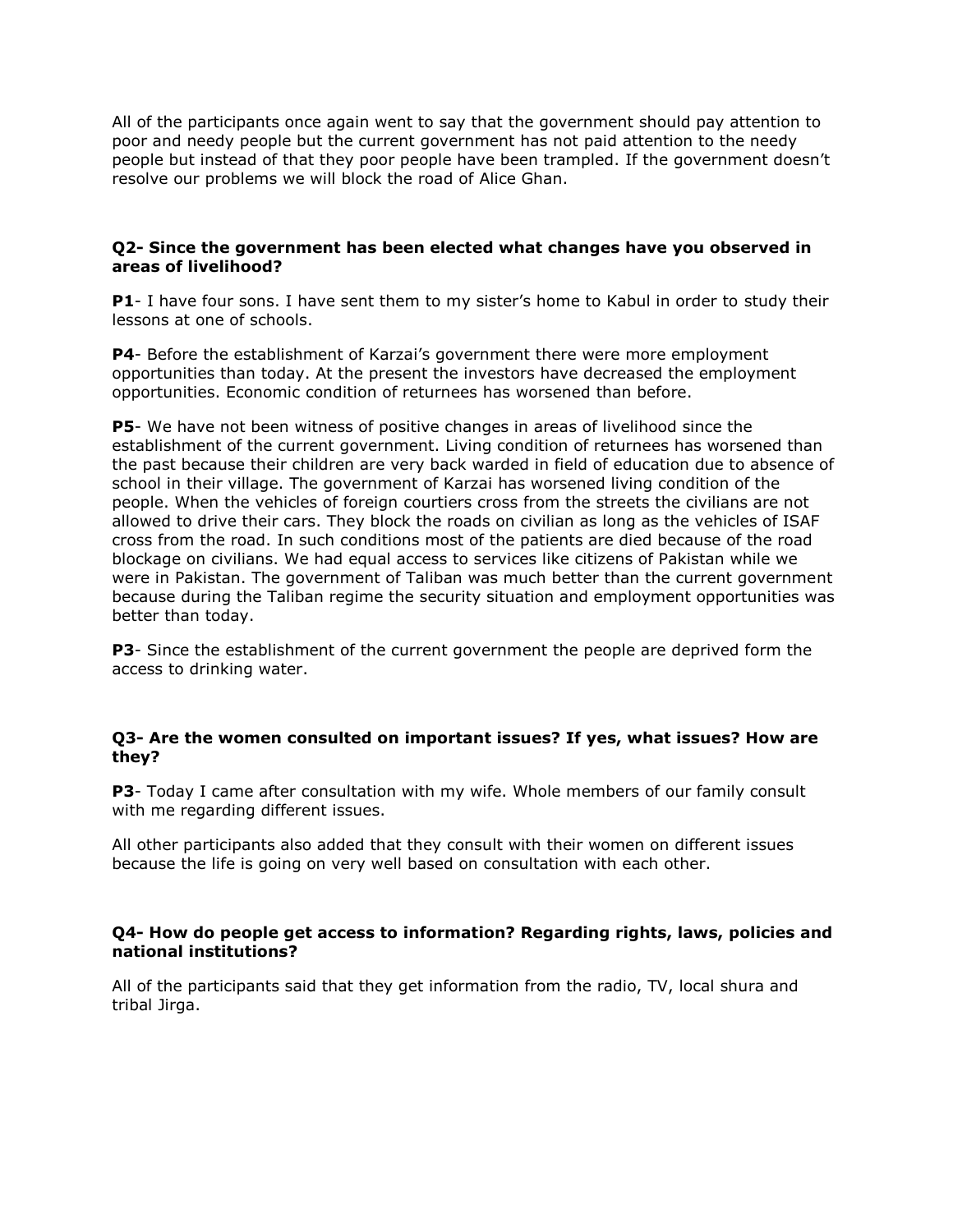All of the participants once again went to say that the government should pay attention to poor and needy people but the current government has not paid attention to the needy people but instead of that they poor people have been trampled. If the government doesn't resolve our problems we will block the road of Alice Ghan.

**Q2- Since the government has been elected what changes have you observed in areas of livelihood?**

**P1**- I have four sons. I have sent them to my sister's home to Kabul in order to study their lessons at one of schools.

**P4**- Before the establishment of Karzai's government there were more employment opportunities than today. At the present the investors have decreased the employment opportunities. Economic condition of returnees has worsened than before.

**P5**- We have not been witness of positive changes in areas of livelihood since the establishment of the current government. Living condition of returnees has worsened than the past because their children are very back warded in field of education due to absence of school in their village. The government of Karzai has worsened living condition of the people. When the vehicles of foreign courtiers cross from the streets the civilians are not allowed to drive their cars. They block the roads on civilian as long as the vehicles of ISAF cross from the road. In such conditions most of the patients are died because of the road blockage on civilians. We had equal access to services like citizens of Pakistan while we were in Pakistan. The government of Taliban was much better than the current government because during the Taliban regime the security situation and employment opportunities was better than today.

**P3**- Since the establishment of the current government the people are deprived form the access to drinking water.

**Q3- Are the women consulted on important issues? If yes, what issues? How are they?**

**P3**- Today I came after consultation with my wife. Whole members of our family consult with me regarding different issues.

All other participants also added that they consult with their women on different issues because the life is going on very well based on consultation with each other.

**Q4- How do people get access to information? Regarding rights, laws, policies and national institutions?**

All of the participants said that they get information from the radio, TV, local shura and tribal Jirga.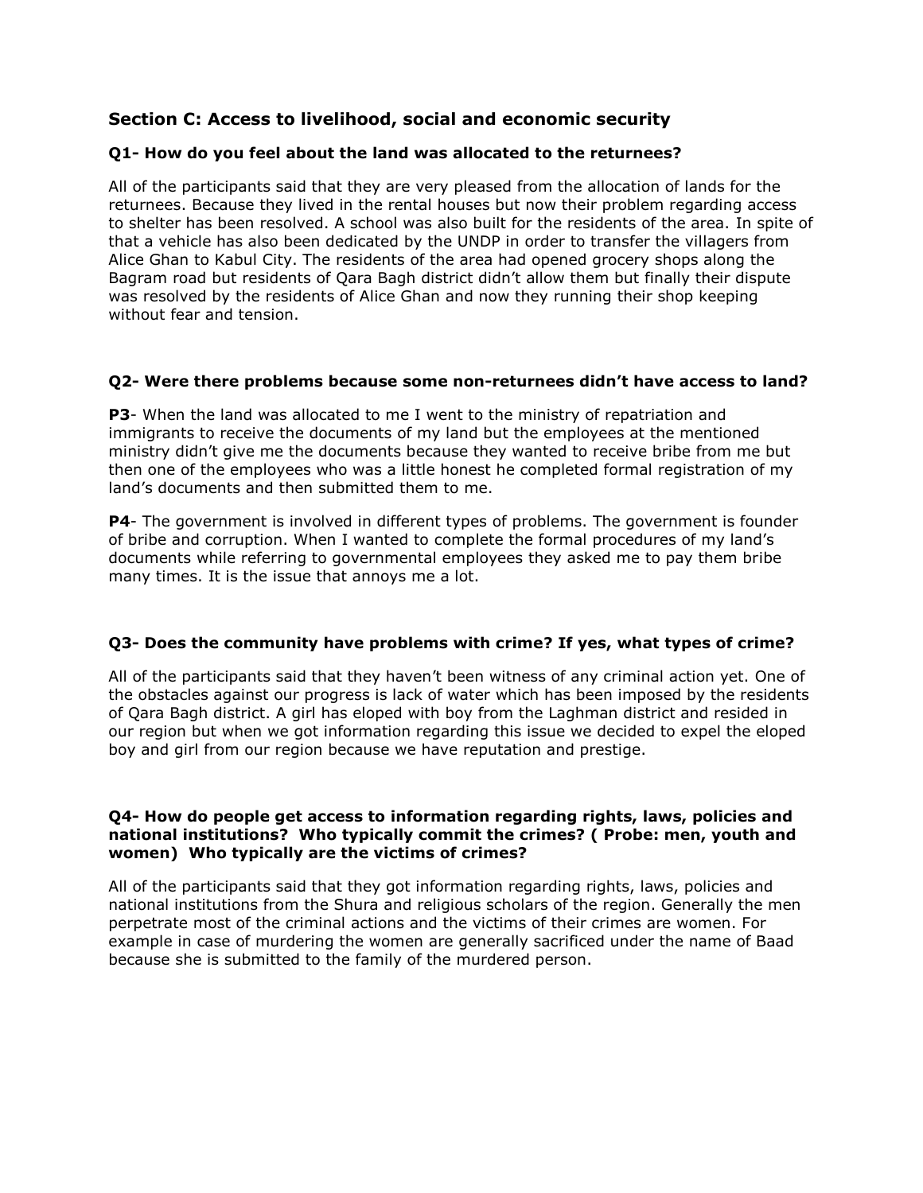## Section C: Access to livelihood, social and economic security

### Q1- How do you feel about the land was allocated to the returnees?

All of the participants said that they are very pleased from the allocation of lands for the returnees. Because they lived in the rental houses but now their problem regarding access to shelter has been resolved. A school was also built for the residents of the area. In spite of that a vehicle has also been dedicated by the UNDP in order to transfer the villagers from Alice Ghan to Kabul City. The residents of the area had opened grocery shops along the Bagram road but residents of Qara Bagh district didn't allow them but finally their dispute was resolved by the residents of Alice Ghan and now they running their shop keeping without fear and tension.

### Q2- Were there problems because some non-returnees didn't have access to land?

**P3**- When the land was allocated to me I went to the ministry of repatriation and immigrants to receive the documents of my land but the employees at the mentioned ministry didn't give me the documents because they wanted to receive bribe from me but then one of the employees who was a little honest he completed formal registration of my land's documents and then submitted them to me.

**P4**- The government is involved in different types of problems. The government is founder of bribe and corruption. When I wanted to complete the formal procedures of my land's documents while referring to governmental employees they asked me to pay them bribe many times. It is the issue that annoys me a lot.

### Q3- Does the community have problems with crime? If yes, what types of crime?

All of the participants said that they haven't been witness of any criminal action yet. One of the obstacles against our progress is lack of water which has been imposed by the residents of Qara Bagh district. A girl has eloped with boy from the Laghman district and resided in our region but when we got information regarding this issue we decided to expel the eloped boy and girl from our region because we have reputation and prestige.

### Q4- How do people get access to information regarding rights, laws, policies and national institutions? Who typically commit the crimes? ( Probe: men, youth and women) Who typically are the victims of crimes?

All of the participants said that they got information regarding rights, laws, policies and national institutions from the Shura and religious scholars of the region. Generally the men perpetrate most of the criminal actions and the victims of their crimes are women. For example in case of murdering the women are generally sacrificed under the name of Baad because she is submitted to the family of the murdered person.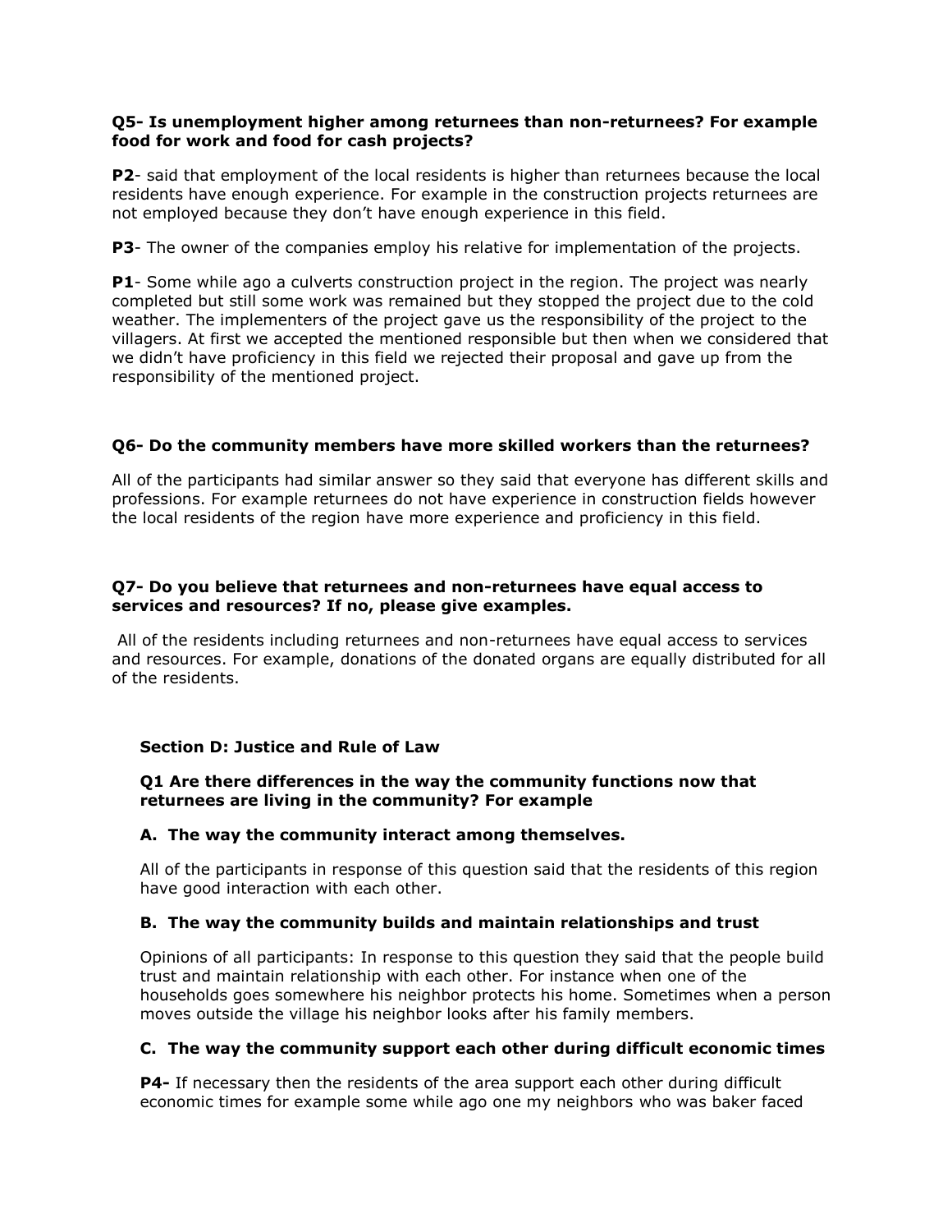**Q5- Is unemployment higher among returnees than non-returnees? For example food for work and food for cash projects?**

**P2**- said that employment of the local residents is higher than returnees because the local residents have enough experience. For example in the construction projects returnees are not employed because they don't have enough experience in this field.

**P3**- The owner of the companies employ his relative for implementation of the projects.

**P1**- Some while ago a culverts construction project in the region. The project was nearly completed but still some work was remained but they stopped the project due to the cold weather. The implementers of the project gave us the responsibility of the project to the villagers. At first we accepted the mentioned responsible but then when we considered that we didn't have proficiency in this field we rejected their proposal and gave up from the responsibility of the mentioned project.

**Q6- Do the community members have more skilled workers than the returnees?**

All of the participants had similar answer so they said that everyone has different skills and professions. For example returnees do not have experience in construction fields however the local residents of the region have more experience and proficiency in this field.

**Q7- Do you believe that returnees and non-returnees have equal access to services and resources? If no, please give examples.**

All of the residents including returnees and non-returnees have equal access to services and resources. For example, donations of the donated organs are equally distributed for all of the residents.

**Section D: Justice and Rule of Law**

**Q1 Are there differences in the way the community functions now that returnees are living in the community? For example**

**A. The way the community interact among themselves.**

All of the participants in response of this question said that the residents of this region have good interaction with each other.

**B. The way the community builds and maintain relationships and trust**

Opinions of all participants: In response to this question they said that the people build trust and maintain relationship with each other. For instance when one of the households goes somewhere his neighbor protects his home. Sometimes when a person moves outside the village his neighbor looks after his family members.

**C. The way the community support each other during difficult economic times**

**P4-** If necessary then the residents of the area support each other during difficult economic times for example some while ago one my neighbors who was baker faced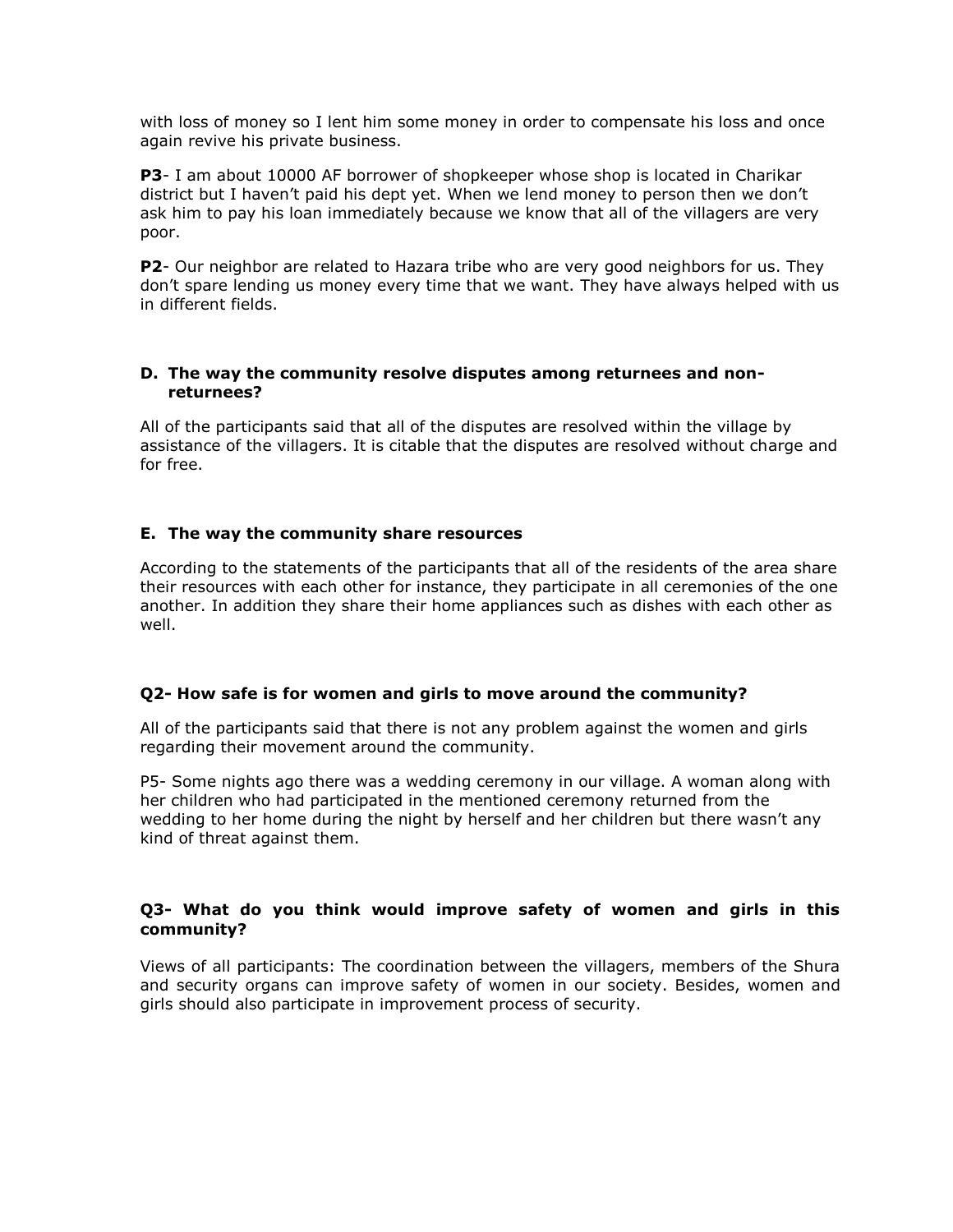with loss of money so I lent him some money in order to compensate his loss and once again revive his private business.

**P3**- I am about 10000 AF borrower of shopkeeper whose shop is located in Charikar district but I haven't paid his dept yet. When we lend money to person then we don't ask him to pay his loan immediately because we know that all of the villagers are very poor.

**P2**- Our neighbor are related to Hazara tribe who are very good neighbors for us. They don't spare lending us money every time that we want. They have always helped with us in different fields.

### D. The way the community resolve disputes among returnees and non-returnees?

All of the participants said that all of the disputes are resolved within the village by assistance of the villagers. It is citable that the disputes are resolved without charge and for free.

### E. The way the community share resources

According to the statements of the participants that all of the residents of the area share their resources with each other for instance, they participate in all ceremonies of the one another. In addition they share their home appliances such as dishes with each other as well.

### Q2- How safe is for women and girls to move around the community?

All of the participants said that there is not any problem against the women and girls regarding their movement around the community.

P5- Some nights ago there was a wedding ceremony in our village. A woman along with her children who had participated in the mentioned ceremony returned from the wedding to her home during the night by herself and her children but there wasn't any kind of threat against them.

### Q3- What do you think would improve safety of women and girls in this community?

Views of all participants: The coordination between the villagers, members of the Shura and security organs can improve safety of women in our society. Besides, women and girls should also participate in improvement process of security.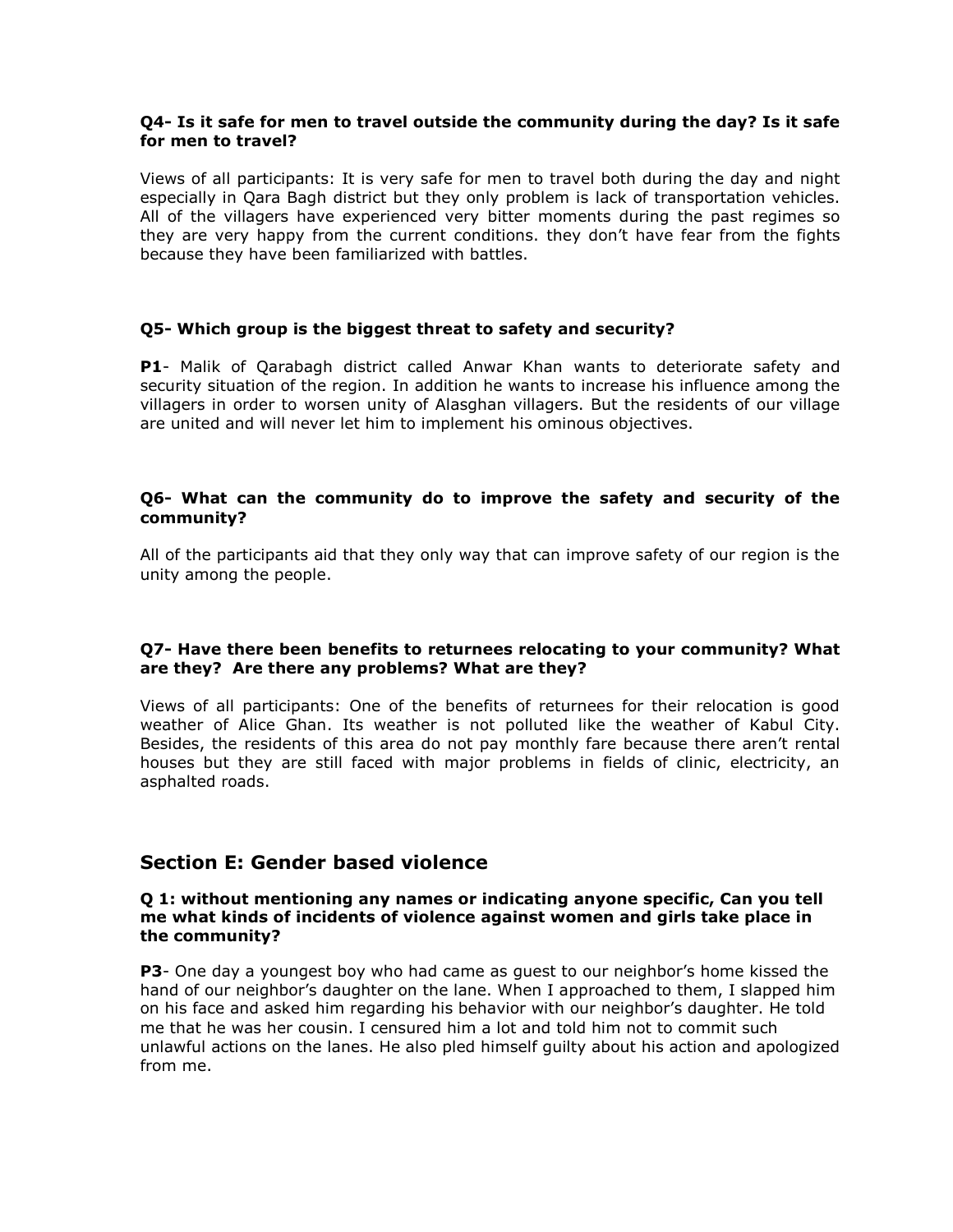**Q4- Is it safe for men to travel outside the community during the day? Is it safe for men to travel?**

Views of all participants: It is very safe for men to travel both during the day and night especially in Qara Bagh district but they only problem is lack of transportation vehicles. All of the villagers have experienced very bitter moments during the past regimes so they are very happy from the current conditions. they don't have fear from the fights because they have been familiarized with battles.

**Q5- Which group is the biggest threat to safety and security?**

**P1**- Malik of Qarabagh district called Anwar Khan wants to deteriorate safety and security situation of the region. In addition he wants to increase his influence among the villagers in order to worsen unity of Alasghan villagers. But the residents of our village are united and will never let him to implement his ominous objectives.

**Q6- What can the community do to improve the safety and security of the community?**

All of the participants aid that they only way that can improve safety of our region is the unity among the people.

**Q7- Have there been benefits to returnees relocating to your community? What are they? Are there any problems? What are they?**

Views of all participants: One of the benefits of returnees for their relocation is good weather of Alice Ghan. Its weather is not polluted like the weather of Kabul City. Besides, the residents of this area do not pay monthly fare because there aren't rental houses but they are still faced with major problems in fields of clinic, electricity, an asphalted roads.

## Section E: Gender based violence

**Q 1: without mentioning any names or indicating anyone specific, Can you tell me what kinds of incidents of violence against women and girls take place in the community?**

**P3**- One day a youngest boy who had came as guest to our neighbor's home kissed the hand of our neighbor's daughter on the lane. When I approached to them, I slapped him on his face and asked him regarding his behavior with our neighbor's daughter. He told me that he was her cousin. I censured him a lot and told him not to commit such unlawful actions on the lanes. He also pled himself guilty about his action and apologized from me.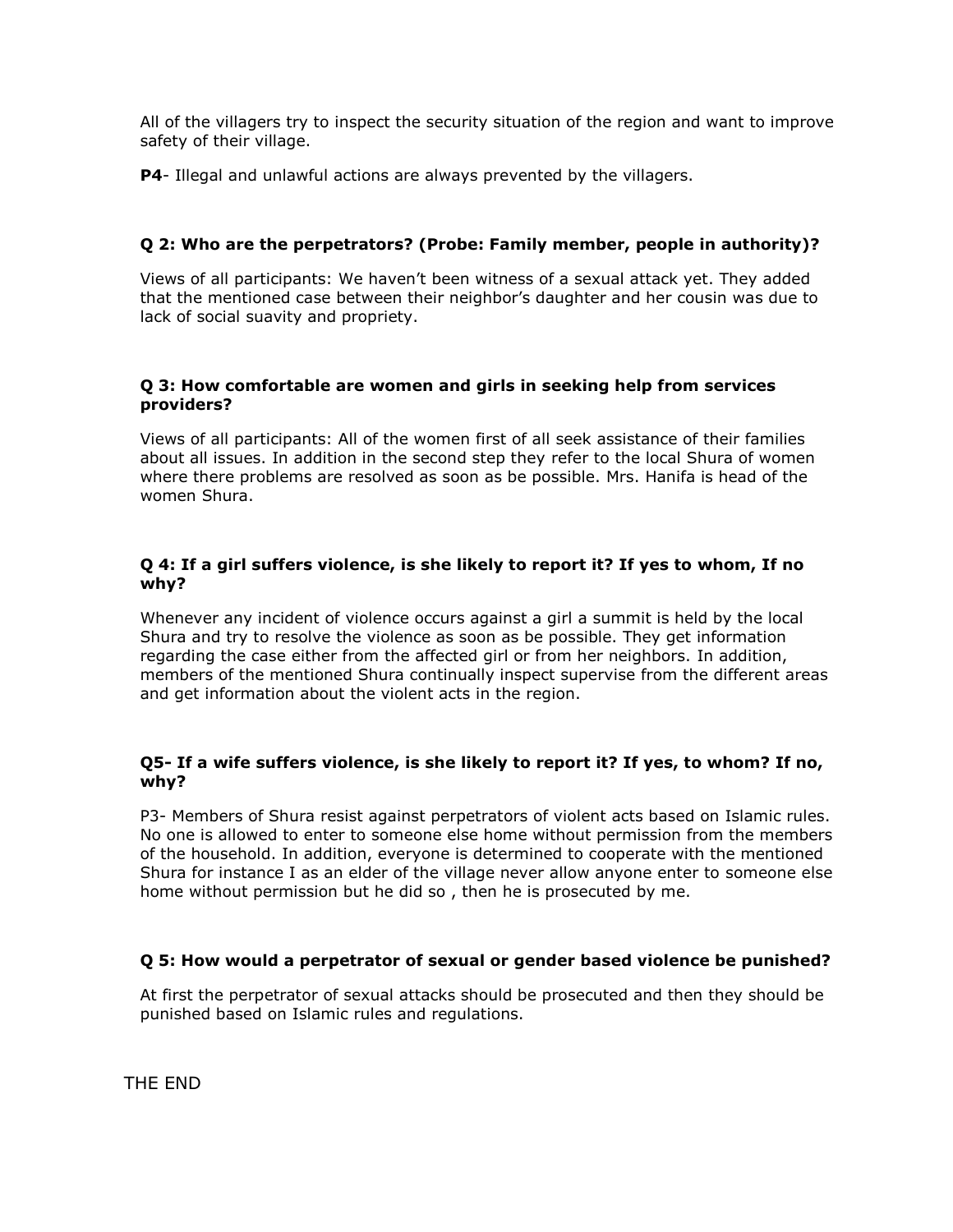All of the villagers try to inspect the security situation of the region and want to improve safety of their village.

**P4**- Illegal and unlawful actions are always prevented by the villagers.

**Q 2: Who are the perpetrators? (Probe: Family member, people in authority)?**

Views of all participants: We haven't been witness of a sexual attack yet. They added that the mentioned case between their neighbor's daughter and her cousin was due to lack of social suavity and propriety.

**Q 3: How comfortable are women and girls in seeking help from services providers?**

Views of all participants: All of the women first of all seek assistance of their families about all issues. In addition in the second step they refer to the local Shura of women where there problems are resolved as soon as be possible. Mrs. Hanifa is head of the women Shura.

**Q 4: If a girl suffers violence, is she likely to report it? If yes to whom, If no why?**

Whenever any incident of violence occurs against a girl a summit is held by the local Shura and try to resolve the violence as soon as be possible. They get information regarding the case either from the affected girl or from her neighbors. In addition, members of the mentioned Shura continually inspect supervise from the different areas and get information about the violent acts in the region.

**Q5- If a wife suffers violence, is she likely to report it? If yes, to whom? If no, why?**

P3- Members of Shura resist against perpetrators of violent acts based on Islamic rules. No one is allowed to enter to someone else home without permission from the members of the household. In addition, everyone is determined to cooperate with the mentioned Shura for instance I as an elder of the village never allow anyone enter to someone else home without permission but he did so , then he is prosecuted by me.

**Q 5: How would a perpetrator of sexual or gender based violence be punished?**

At first the perpetrator of sexual attacks should be prosecuted and then they should be punished based on Islamic rules and regulations.

THE END